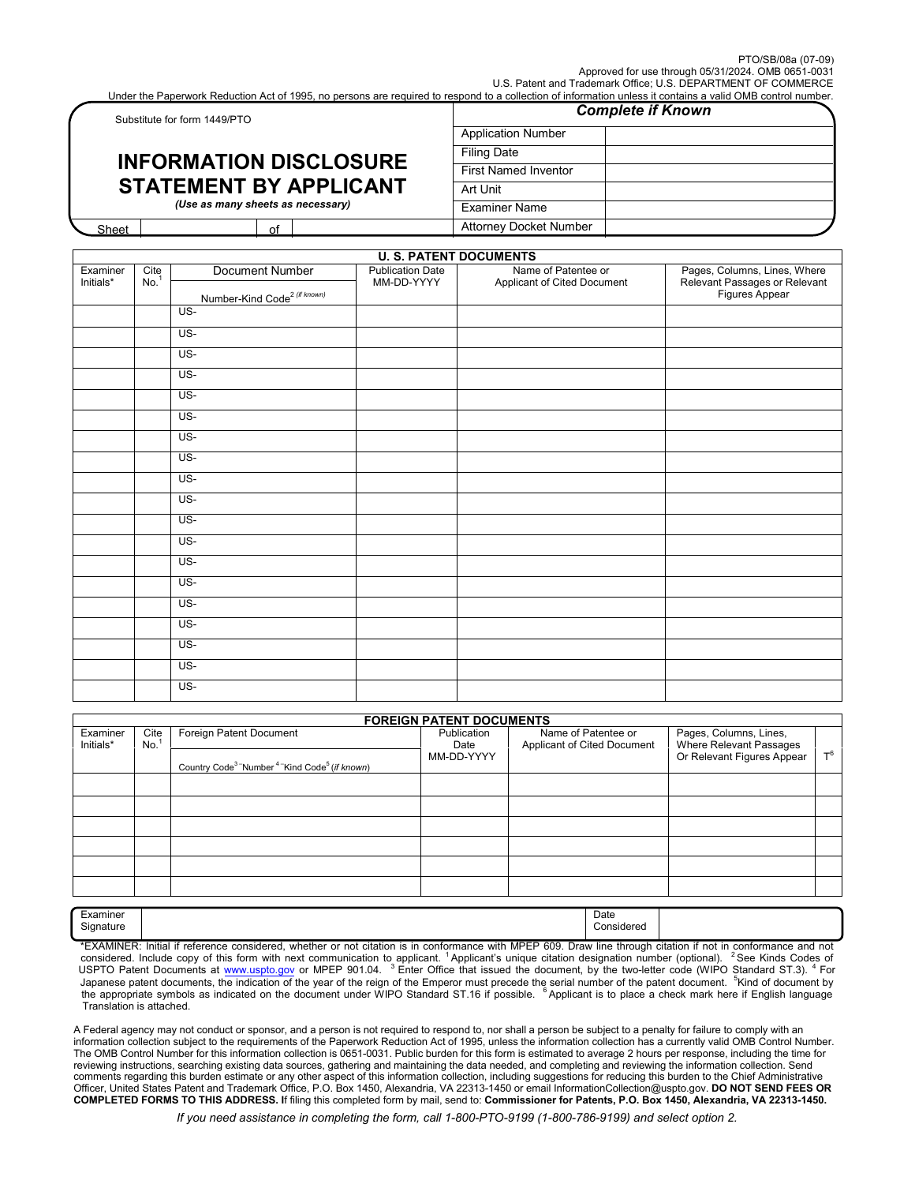PTO/SB/08a (07-09)
Approved for use through 05/31/2024. OMB 0651-0031
U.S. Patent and Trademark Office; U.S. DEPARTMENT OF COMMERCE
Under the Paperwork Reduction Act of 1995, no persons are required to respond to a collection of information unless it contains a valid OMB control number.

Substitute for form 1449/PTO

# INFORMATION DISCLOSURE STATEMENT BY APPLICANT

*(Use as many sheets as necessary)*

Sheet | | of | |

| *Complete if Known* | |
|---|---|
| Application Number | |
| Filing Date | |
| First Named Inventor | |
| Art Unit | |
| Examiner Name | |
| Attorney Docket Number | |

**U. S. PATENT DOCUMENTS**

| Examiner Initials* | Cite No.[1] | Document Number<br>Number-Kind Code[2] *(if known)* | Publication Date MM-DD-YYYY | Name of Patentee or Applicant of Cited Document | Pages, Columns, Lines, Where Relevant Passages or Relevant Figures Appear |
|---|---|---|---|---|---|
| | | US- | | | |
| | | US- | | | |
| | | US- | | | |
| | | US- | | | |
| | | US- | | | |
| | | US- | | | |
| | | US- | | | |
| | | US- | | | |
| | | US- | | | |
| | | US- | | | |
| | | US- | | | |
| | | US- | | | |
| | | US- | | | |
| | | US- | | | |
| | | US- | | | |
| | | US- | | | |
| | | US- | | | |
| | | US- | | | |
| | | US- | | | |

**FOREIGN PATENT DOCUMENTS**

| Examiner Initials* | Cite No.[1] | Foreign Patent Document<br>Country Code[3] Number[4] Kind Code[5] *(if known)* | Publication Date MM-DD-YYYY | Name of Patentee or Applicant of Cited Document | Pages, Columns, Lines, Where Relevant Passages Or Relevant Figures Appear | T[6] |
|---|---|---|---|---|---|---|
| | | | | | | |
| | | | | | | |
| | | | | | | |
| | | | | | | |
| | | | | | | |
| | | | | | | |

| Examiner Signature | | Date Considered | |
|---|---|---|---|

*EXAMINER: Initial if reference considered, whether or not citation is in conformance with MPEP 609. Draw line through citation if not in conformance and not considered. Include copy of this form with next communication to applicant. [1] Applicant's unique citation designation number (optional). [2] See Kinds Codes of USPTO Patent Documents at www.uspto.gov or MPEP 901.04. [3] Enter Office that issued the document, by the two-letter code (WIPO Standard ST.3). [4] For Japanese patent documents, the indication of the year of the reign of the Emperor must precede the serial number of the patent document. [5] Kind of document by the appropriate symbols as indicated on the document under WIPO Standard ST.16 if possible. [6] Applicant is to place a check mark here if English language Translation is attached.

A Federal agency may not conduct or sponsor, and a person is not required to respond to, nor shall a person be subject to a penalty for failure to comply with an information collection subject to the requirements of the Paperwork Reduction Act of 1995, unless the information collection has a currently valid OMB Control Number. The OMB Control Number for this information collection is 0651-0031. Public burden for this form is estimated to average 2 hours per response, including the time for reviewing instructions, searching existing data sources, gathering and maintaining the data needed, and completing and reviewing the information collection. Send comments regarding this burden estimate or any other aspect of this information collection, including suggestions for reducing this burden to the Chief Administrative Officer, United States Patent and Trademark Office, P.O. Box 1450, Alexandria, VA 22313-1450 or email InformationCollection@uspto.gov. **DO NOT SEND FEES OR COMPLETED FORMS TO THIS ADDRESS.** If filing this completed form by mail, send to: **Commissioner for Patents, P.O. Box 1450, Alexandria, VA 22313-1450.**

*If you need assistance in completing the form, call 1-800-PTO-9199 (1-800-786-9199) and select option 2.*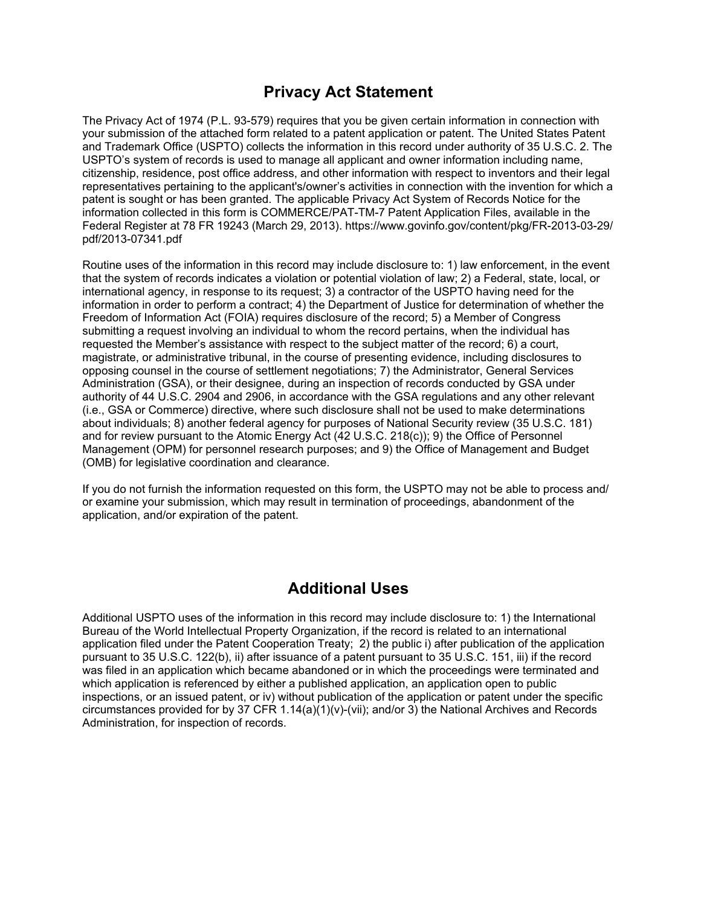# Privacy Act Statement

The Privacy Act of 1974 (P.L. 93-579) requires that you be given certain information in connection with your submission of the attached form related to a patent application or patent. The United States Patent and Trademark Office (USPTO) collects the information in this record under authority of 35 U.S.C. 2. The USPTO's system of records is used to manage all applicant and owner information including name, citizenship, residence, post office address, and other information with respect to inventors and their legal representatives pertaining to the applicant's/owner's activities in connection with the invention for which a patent is sought or has been granted. The applicable Privacy Act System of Records Notice for the information collected in this form is COMMERCE/PAT-TM-7 Patent Application Files, available in the Federal Register at 78 FR 19243 (March 29, 2013). https://www.govinfo.gov/content/pkg/FR-2013-03-29/pdf/2013-07341.pdf

Routine uses of the information in this record may include disclosure to: 1) law enforcement, in the event that the system of records indicates a violation or potential violation of law; 2) a Federal, state, local, or international agency, in response to its request; 3) a contractor of the USPTO having need for the information in order to perform a contract; 4) the Department of Justice for determination of whether the Freedom of Information Act (FOIA) requires disclosure of the record; 5) a Member of Congress submitting a request involving an individual to whom the record pertains, when the individual has requested the Member's assistance with respect to the subject matter of the record; 6) a court, magistrate, or administrative tribunal, in the course of presenting evidence, including disclosures to opposing counsel in the course of settlement negotiations; 7) the Administrator, General Services Administration (GSA), or their designee, during an inspection of records conducted by GSA under authority of 44 U.S.C. 2904 and 2906, in accordance with the GSA regulations and any other relevant (i.e., GSA or Commerce) directive, where such disclosure shall not be used to make determinations about individuals; 8) another federal agency for purposes of National Security review (35 U.S.C. 181) and for review pursuant to the Atomic Energy Act (42 U.S.C. 218(c)); 9) the Office of Personnel Management (OPM) for personnel research purposes; and 9) the Office of Management and Budget (OMB) for legislative coordination and clearance.

If you do not furnish the information requested on this form, the USPTO may not be able to process and/or examine your submission, which may result in termination of proceedings, abandonment of the application, and/or expiration of the patent.

# Additional Uses

Additional USPTO uses of the information in this record may include disclosure to: 1) the International Bureau of the World Intellectual Property Organization, if the record is related to an international application filed under the Patent Cooperation Treaty; 2) the public i) after publication of the application pursuant to 35 U.S.C. 122(b), ii) after issuance of a patent pursuant to 35 U.S.C. 151, iii) if the record was filed in an application which became abandoned or in which the proceedings were terminated and which application is referenced by either a published application, an application open to public inspections, or an issued patent, or iv) without publication of the application or patent under the specific circumstances provided for by 37 CFR 1.14(a)(1)(v)-(vii); and/or 3) the National Archives and Records Administration, for inspection of records.